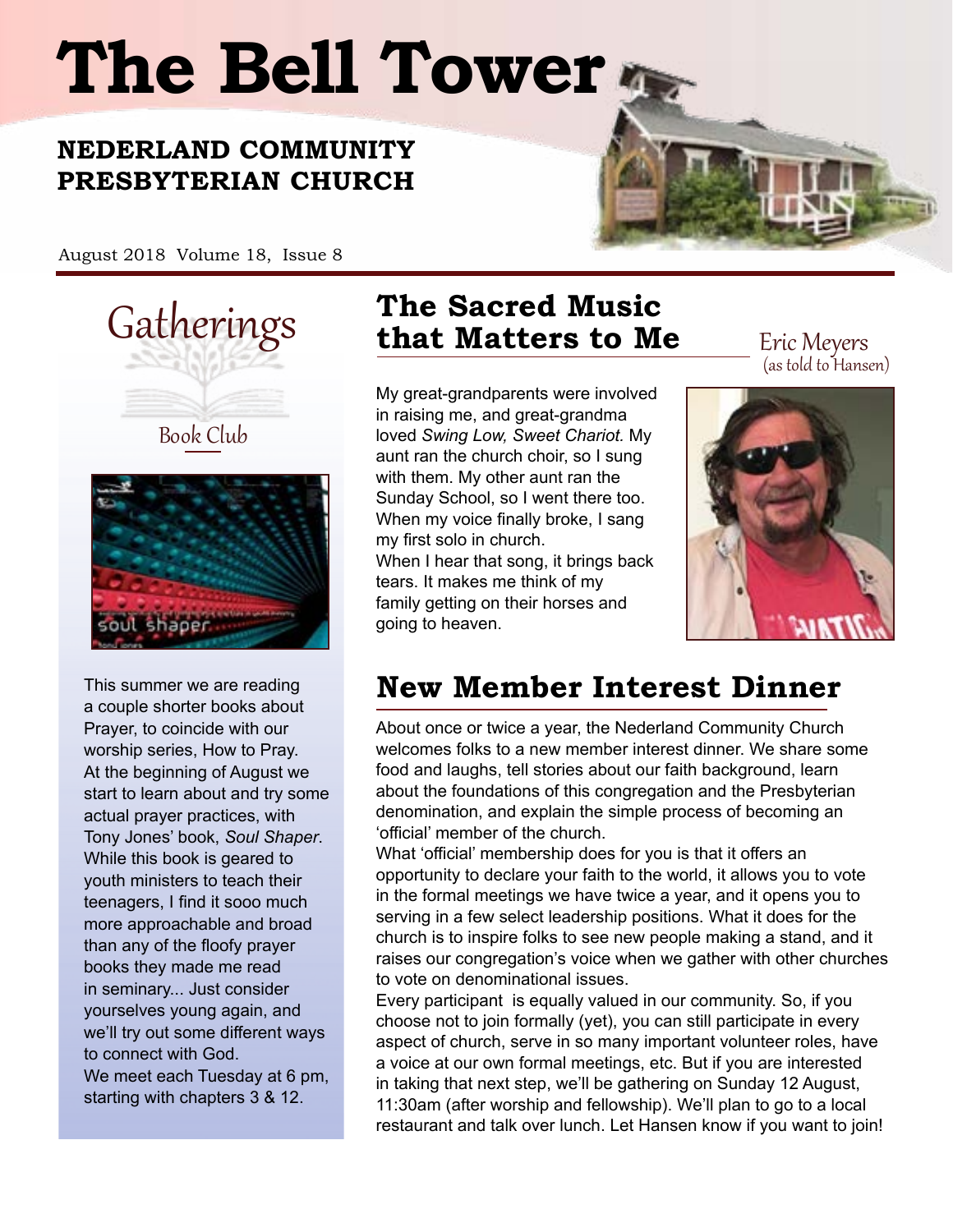# The Bell Tower

## NEDERLAND COMMUNITY PRESBYTERIAN CHURCH

August 2018 Volume 18, Issue 8

## Gatherings

### Book Club

This summer we are reading a couple shorter books about Prayer, to coincide with our worship series, How to Pray. At the beginning of August we start to learn about and try some actual prayer practices, with Tony Jones' book, *Soul Shaper*. While this book is geared to youth ministers to teach their teenagers, I find it sooo much more approachable and broad than any of the floofy prayer books they made me read in seminary... Just consider yourselves young again, and we'll try out some different ways to connect with God.

We meet each Tuesday at 6 pm, starting with chapters 3 & 12.

## The Sacred Music that Matters to Me

Eric Meyers (as told to Hansen)

My great-grandparents were involved in raising me, and great-grandma loved *Swing Low, Sweet Chariot.* My aunt ran the church choir, so I sung with them. My other aunt ran the Sunday School, so I went there too. When my voice finally broke, I sang my first solo in church.

When I hear that song, it brings back tears. It makes me think of my family getting on their horses and going to heaven.

## New Member Interest Dinner

About once or twice a year, the Nederland Community Church welcomes folks to a new member interest dinner. We share some food and laughs, tell stories about our faith background, learn about the foundations of this congregation and the Presbyterian denomination, and explain the simple process of becoming an 'official' member of the church.

What 'official' membership does for you is that it offers an opportunity to declare your faith to the world, it allows you to vote in the formal meetings we have twice a year, and it opens you to serving in a few select leadership positions. What it does for the church is to inspire folks to see new people making a stand, and it raises our congregation's voice when we gather with other churches to vote on denominational issues.

Every participant is equally valued in our community. So, if you choose not to join formally (yet), you can still participate in every aspect of church, serve in so many important volunteer roles, have a voice at our own formal meetings, etc. But if you are interested in taking that next step, we'll be gathering on Sunday 12 August, 11:30am (after worship and fellowship). We'll plan to go to a local restaurant and talk over lunch. Let Hansen know if you want to join!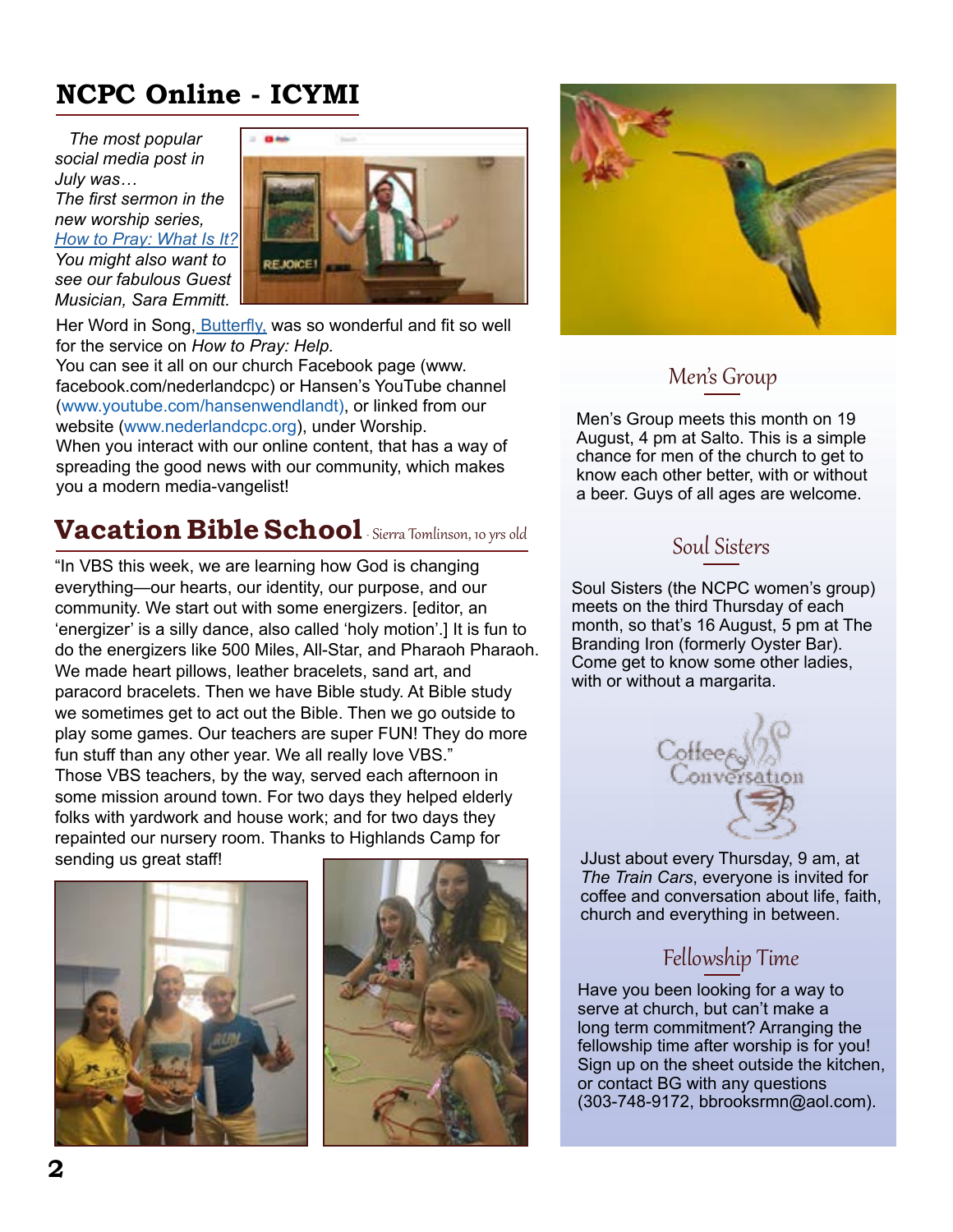## NCPC Online - ICYMI

*The most popular social media post in July was… The first sermon in the new worship series, How to Pray: What Is It? You might also want to see our fabulous Guest Musician, Sara Emmitt.*

Her Word in Song, Butterfly, was so wonderful and fit so well for the service on *How to Pray: Help.*

You can see it all on our church Facebook page (www.facebook.com/nederlandcpc) or Hansen's YouTube channel (www.youtube.com/hansenwendlandt), or linked from our website (www.nederlandcpc.org), under Worship.

When you interact with our online content, that has a way of spreading the good news with our community, which makes you a modern media-vangelist!

## Vacation Bible School - Sierra Tomlinson, 10 yrs old

"In VBS this week, we are learning how God is changing everything—our hearts, our identity, our purpose, and our community. We start out with some energizers. [editor, an 'energizer' is a silly dance, also called 'holy motion'.] It is fun to do the energizers like 500 Miles, All-Star, and Pharaoh Pharaoh. We made heart pillows, leather bracelets, sand art, and paracord bracelets. Then we have Bible study. At Bible study we sometimes get to act out the Bible. Then we go outside to play some games. Our teachers are super FUN! They do more fun stuff than any other year. We all really love VBS."

Those VBS teachers, by the way, served each afternoon in some mission around town. For two days they helped elderly folks with yardwork and house work; and for two days they repainted our nursery room. Thanks to Highlands Camp for sending us great staff!

### Men's Group

Men's Group meets this month on 19 August, 4 pm at Salto. This is a simple chance for men of the church to get to know each other better, with or without a beer. Guys of all ages are welcome.

### Soul Sisters

Soul Sisters (the NCPC women's group) meets on the third Thursday of each month, so that's 16 August, 5 pm at The Branding Iron (formerly Oyster Bar). Come get to know some other ladies, with or without a margarita.

### Coffee & Conversation

JJust about every Thursday, 9 am, at *The Train Cars*, everyone is invited for coffee and conversation about life, faith, church and everything in between.

### Fellowship Time

Have you been looking for a way to serve at church, but can't make a long term commitment? Arranging the fellowship time after worship is for you! Sign up on the sheet outside the kitchen, or contact BG with any questions (303-748-9172, bbrooksrmn@aol.com).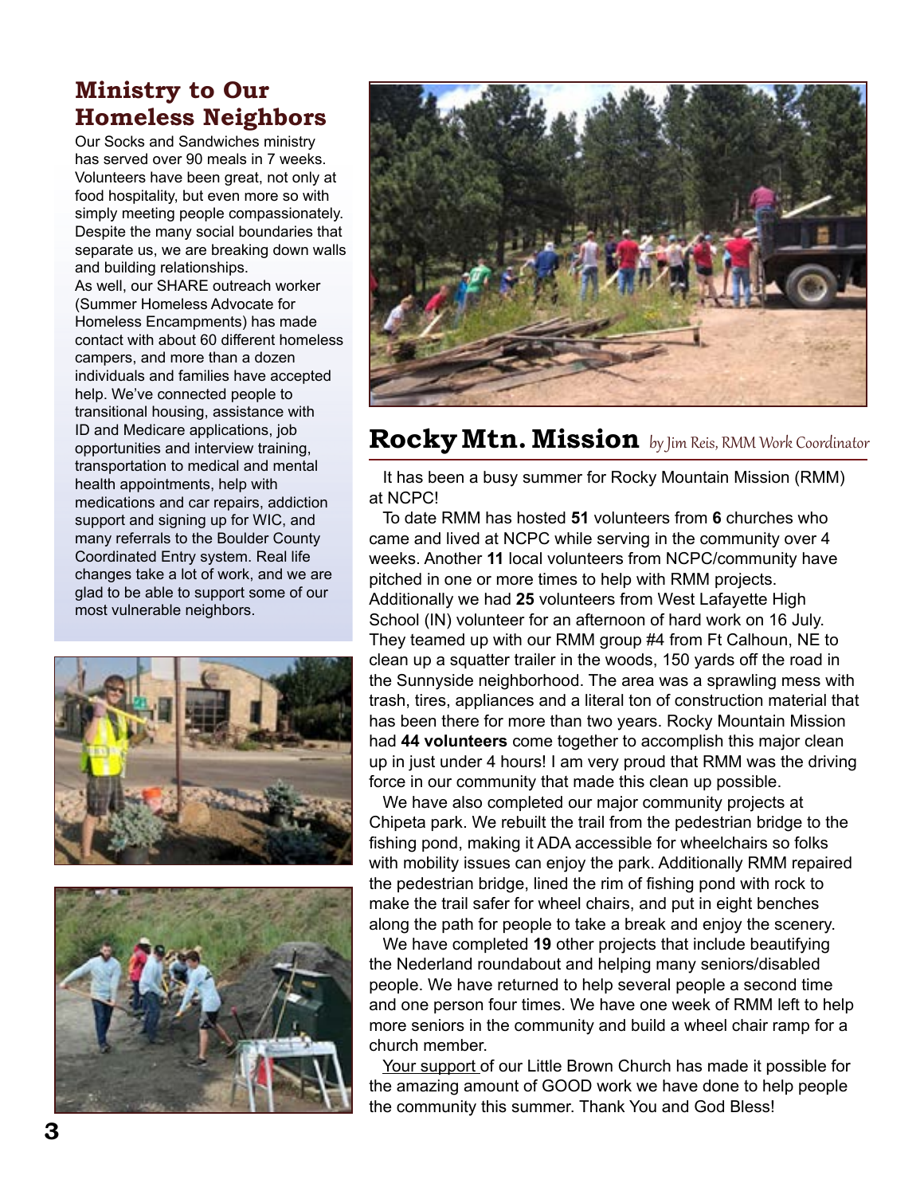## Ministry to Our Homeless Neighbors

Our Socks and Sandwiches ministry has served over 90 meals in 7 weeks. Volunteers have been great, not only at food hospitality, but even more so with simply meeting people compassionately. Despite the many social boundaries that separate us, we are breaking down walls and building relationships.

As well, our SHARE outreach worker (Summer Homeless Advocate for Homeless Encampments) has made contact with about 60 different homeless campers, and more than a dozen individuals and families have accepted help. We've connected people to transitional housing, assistance with ID and Medicare applications, job opportunities and interview training, transportation to medical and mental health appointments, help with medications and car repairs, addiction support and signing up for WIC, and many referrals to the Boulder County Coordinated Entry system. Real life changes take a lot of work, and we are glad to be able to support some of our most vulnerable neighbors.

## Rocky Mtn. Mission

*by Jim Reis, RMM Work Coordinator*

It has been a busy summer for Rocky Mountain Mission (RMM) at NCPC!

To date RMM has hosted **51** volunteers from **6** churches who came and lived at NCPC while serving in the community over 4 weeks. Another **11** local volunteers from NCPC/community have pitched in one or more times to help with RMM projects. Additionally we had **25** volunteers from West Lafayette High School (IN) volunteer for an afternoon of hard work on 16 July. They teamed up with our RMM group #4 from Ft Calhoun, NE to clean up a squatter trailer in the woods, 150 yards off the road in the Sunnyside neighborhood. The area was a sprawling mess with trash, tires, appliances and a literal ton of construction material that has been there for more than two years. Rocky Mountain Mission had **44 volunteers** come together to accomplish this major clean up in just under 4 hours! I am very proud that RMM was the driving force in our community that made this clean up possible.

We have also completed our major community projects at Chipeta park. We rebuilt the trail from the pedestrian bridge to the fishing pond, making it ADA accessible for wheelchairs so folks with mobility issues can enjoy the park. Additionally RMM repaired the pedestrian bridge, lined the rim of fishing pond with rock to make the trail safer for wheel chairs, and put in eight benches along the path for people to take a break and enjoy the scenery.

We have completed **19** other projects that include beautifying the Nederland roundabout and helping many seniors/disabled people. We have returned to help several people a second time and one person four times. We have one week of RMM left to help more seniors in the community and build a wheel chair ramp for a church member.

Your support of our Little Brown Church has made it possible for the amazing amount of GOOD work we have done to help people the community this summer. Thank You and God Bless!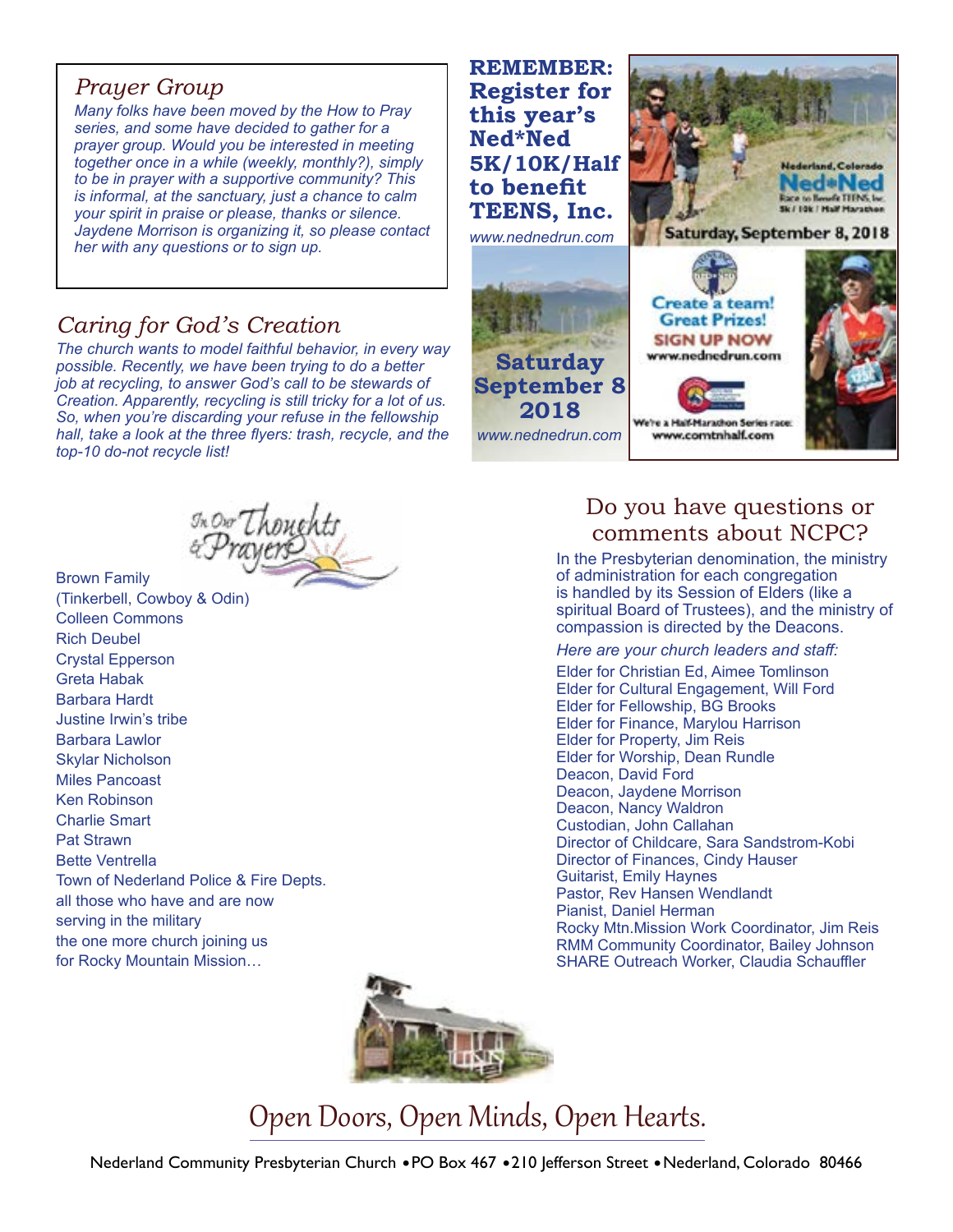## *Prayer Group*

*Many folks have been moved by the How to Pray series, and some have decided to gather for a prayer group. Would you be interested in meeting together once in a while (weekly, monthly?), simply to be in prayer with a supportive community? This is informal, at the sanctuary, just a chance to calm your spirit in praise or please, thanks or silence. Jaydene Morrison is organizing it, so please contact her with any questions or to sign up.*

## *Caring for God's Creation*

*The church wants to model faithful behavior, in every way possible. Recently, we have been trying to do a better job at recycling, to answer God's call to be stewards of Creation. Apparently, recycling is still tricky for a lot of us. So, when you're discarding your refuse in the fellowship hall, take a look at the three flyers: trash, recycle, and the top-10 do-not recycle list!*

**REMEMBER: Register for this year's Ned*Ned 5K/10K/Half to benefit TEENS, Inc.**

*www.nednedrun.com*

Nederland, Colorado
Ned*Ned
Race to Benefit TEENS, Inc.
5k / 10k / Half Marathon
Saturday, September 8, 2018

**Saturday September 8 2018**

*www.nednedrun.com*

Create a team!
Great Prizes!
SIGN UP NOW
www.nednedrun.com

We're a Half-Marathon Series race:
www.comtnhalf.com

## In Our Thoughts & Prayers

Brown Family
(Tinkerbell, Cowboy & Odin)
Colleen Commons
Rich Deubel
Crystal Epperson
Greta Habak
Barbara Hardt
Justine Irwin's tribe
Barbara Lawlor
Skylar Nicholson
Miles Pancoast
Ken Robinson
Charlie Smart
Pat Strawn
Bette Ventrella
Town of Nederland Police & Fire Depts.
all those who have and are now serving in the military
the one more church joining us for Rocky Mountain Mission…

## Do you have questions or comments about NCPC?

In the Presbyterian denomination, the ministry of administration for each congregation is handled by its Session of Elders (like a spiritual Board of Trustees), and the ministry of compassion is directed by the Deacons.

*Here are your church leaders and staff:*

Elder for Christian Ed, Aimee Tomlinson
Elder for Cultural Engagement, Will Ford
Elder for Fellowship, BG Brooks
Elder for Finance, Marylou Harrison
Elder for Property, Jim Reis
Elder for Worship, Dean Rundle
Deacon, David Ford
Deacon, Jaydene Morrison
Deacon, Nancy Waldron
Custodian, John Callahan
Director of Childcare, Sara Sandstrom-Kobi
Director of Finances, Cindy Hauser
Guitarist, Emily Haynes
Pastor, Rev Hansen Wendlandt
Pianist, Daniel Herman
Rocky Mtn.Mission Work Coordinator, Jim Reis
RMM Community Coordinator, Bailey Johnson
SHARE Outreach Worker, Claudia Schauffler

Open Doors, Open Minds, Open Hearts.

Nederland Community Presbyterian Church • PO Box 467 • 210 Jefferson Street • Nederland, Colorado 80466